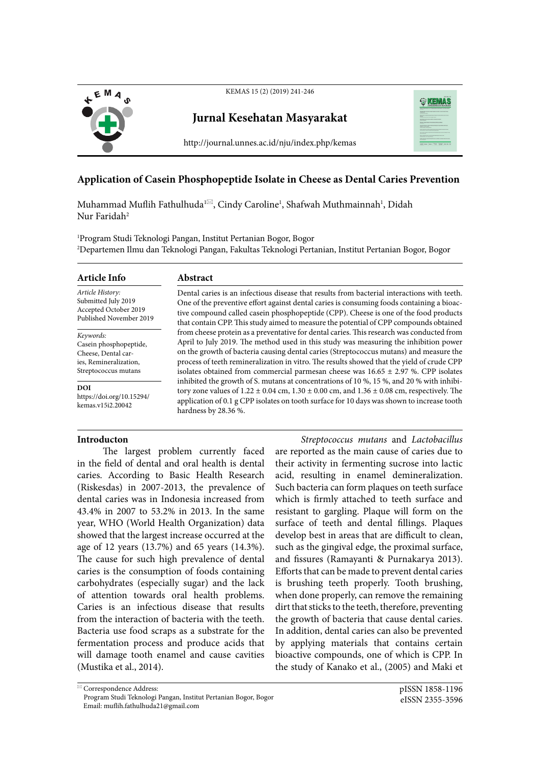# Application of Casein Phosphopeptide Isolate in Cheese as Dental Caries Prevention

Muhammad Muflih Fathulhuda[1]✉, Cindy Caroline[1], Shafwah Muthmainnah[1], Didah Nur Faridah[2]

[1]Program Studi Teknologi Pangan, Institut Pertanian Bogor, Bogor
[2]Departemen Ilmu dan Teknologi Pangan, Fakultas Teknologi Pertanian, Institut Pertanian Bogor, Bogor

## Article Info

*Article History:*
Submitted July 2019
Accepted October 2019
Published November 2019

*Keywords:*
Casein phosphopeptide, Cheese, Dental caries, Remineralization, Streptococcus mutans

**DOI**
https://doi.org/10.15294/kemas.v15i2.20042

## Abstract

Dental caries is an infectious disease that results from bacterial interactions with teeth. One of the preventive effort against dental caries is consuming foods containing a bioactive compound called casein phosphopeptide (CPP). Cheese is one of the food products that contain CPP. This study aimed to measure the potential of CPP compounds obtained from cheese protein as a preventative for dental caries. This research was conducted from April to July 2019. The method used in this study was measuring the inhibition power on the growth of bacteria causing dental caries (Streptococcus mutans) and measure the process of teeth remineralization in vitro. The results showed that the yield of crude CPP isolates obtained from commercial parmesan cheese was 16.65 ± 2.97 %. CPP isolates inhibited the growth of S. mutans at concentrations of 10 %, 15 %, and 20 % with inhibitory zone values of 1.22 ± 0.04 cm, 1.30 ± 0.00 cm, and 1.36 ± 0.08 cm, respectively. The application of 0.1 g CPP isolates on tooth surface for 10 days was shown to increase tooth hardness by 28.36 %.

## Introducton

The largest problem currently faced in the field of dental and oral health is dental caries. According to Basic Health Research (Riskesdas) in 2007-2013, the prevalence of dental caries was in Indonesia increased from 43.4% in 2007 to 53.2% in 2013. In the same year, WHO (World Health Organization) data showed that the largest increase occurred at the age of 12 years (13.7%) and 65 years (14.3%). The cause for such high prevalence of dental caries is the consumption of foods containing carbohydrates (especially sugar) and the lack of attention towards oral health problems. Caries is an infectious disease that results from the interaction of bacteria with the teeth. Bacteria use food scraps as a substrate for the fermentation process and produce acids that will damage tooth enamel and cause cavities (Mustika et al., 2014).

*Streptococcus mutans* and *Lactobacillus* are reported as the main cause of caries due to their activity in fermenting sucrose into lactic acid, resulting in enamel demineralization. Such bacteria can form plaques on teeth surface which is firmly attached to teeth surface and resistant to gargling. Plaque will form on the surface of teeth and dental fillings. Plaques develop best in areas that are difficult to clean, such as the gingival edge, the proximal surface, and fissures (Ramayanti & Purnakarya 2013). Efforts that can be made to prevent dental caries is brushing teeth properly. Tooth brushing, when done properly, can remove the remaining dirt that sticks to the teeth, therefore, preventing the growth of bacteria that cause dental caries. In addition, dental caries can also be prevented by applying materials that contains certain bioactive compounds, one of which is CPP. In the study of Kanako et al., (2005) and Maki et

✉ Correspondence Address:
Program Studi Teknologi Pangan, Institut Pertanian Bogor, Bogor
Email: muflih.fathulhuda21@gmail.com

pISSN 1858-1196
eISSN 2355-3596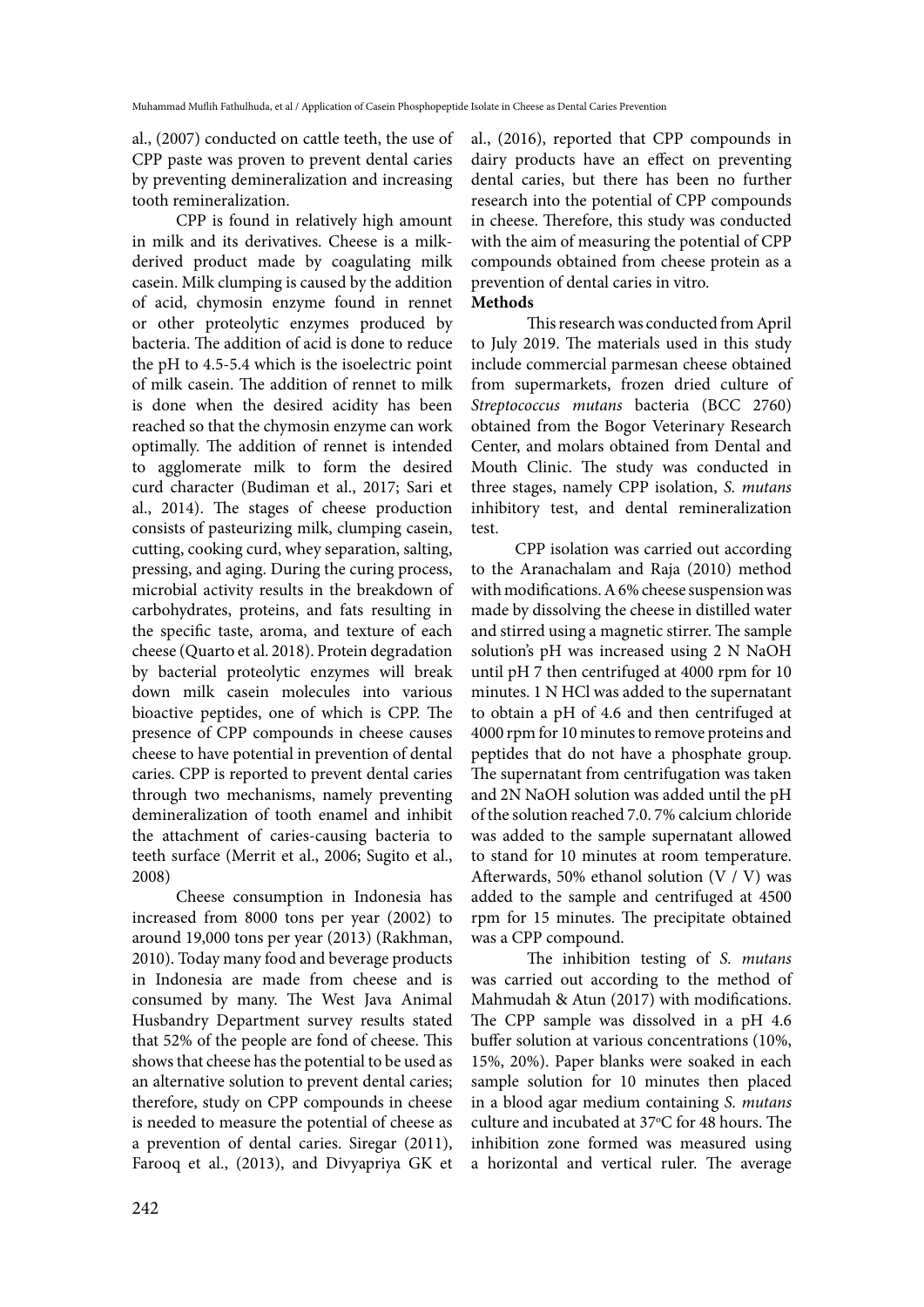al., (2007) conducted on cattle teeth, the use of CPP paste was proven to prevent dental caries by preventing demineralization and increasing tooth remineralization.

CPP is found in relatively high amount in milk and its derivatives. Cheese is a milk-derived product made by coagulating milk casein. Milk clumping is caused by the addition of acid, chymosin enzyme found in rennet or other proteolytic enzymes produced by bacteria. The addition of acid is done to reduce the pH to 4.5-5.4 which is the isoelectric point of milk casein. The addition of rennet to milk is done when the desired acidity has been reached so that the chymosin enzyme can work optimally. The addition of rennet is intended to agglomerate milk to form the desired curd character (Budiman et al., 2017; Sari et al., 2014). The stages of cheese production consists of pasteurizing milk, clumping casein, cutting, cooking curd, whey separation, salting, pressing, and aging. During the curing process, microbial activity results in the breakdown of carbohydrates, proteins, and fats resulting in the specific taste, aroma, and texture of each cheese (Quarto et al. 2018). Protein degradation by bacterial proteolytic enzymes will break down milk casein molecules into various bioactive peptides, one of which is CPP. The presence of CPP compounds in cheese causes cheese to have potential in prevention of dental caries. CPP is reported to prevent dental caries through two mechanisms, namely preventing demineralization of tooth enamel and inhibit the attachment of caries-causing bacteria to teeth surface (Merrit et al., 2006; Sugito et al., 2008)

Cheese consumption in Indonesia has increased from 8000 tons per year (2002) to around 19,000 tons per year (2013) (Rakhman, 2010). Today many food and beverage products in Indonesia are made from cheese and is consumed by many. The West Java Animal Husbandry Department survey results stated that 52% of the people are fond of cheese. This shows that cheese has the potential to be used as an alternative solution to prevent dental caries; therefore, study on CPP compounds in cheese is needed to measure the potential of cheese as a prevention of dental caries. Siregar (2011), Farooq et al., (2013), and Divyapriya GK et al., (2016), reported that CPP compounds in dairy products have an effect on preventing dental caries, but there has been no further research into the potential of CPP compounds in cheese. Therefore, this study was conducted with the aim of measuring the potential of CPP compounds obtained from cheese protein as a prevention of dental caries in vitro.

**Methods**

This research was conducted from April to July 2019. The materials used in this study include commercial parmesan cheese obtained from supermarkets, frozen dried culture of *Streptococcus mutans* bacteria (BCC 2760) obtained from the Bogor Veterinary Research Center, and molars obtained from Dental and Mouth Clinic. The study was conducted in three stages, namely CPP isolation, *S. mutans* inhibitory test, and dental remineralization test.

CPP isolation was carried out according to the Aranachalam and Raja (2010) method with modifications. A 6% cheese suspension was made by dissolving the cheese in distilled water and stirred using a magnetic stirrer. The sample solution's pH was increased using 2 N NaOH until pH 7 then centrifuged at 4000 rpm for 10 minutes. 1 N HCl was added to the supernatant to obtain a pH of 4.6 and then centrifuged at 4000 rpm for 10 minutes to remove proteins and peptides that do not have a phosphate group. The supernatant from centrifugation was taken and 2N NaOH solution was added until the pH of the solution reached 7.0. 7% calcium chloride was added to the sample supernatant allowed to stand for 10 minutes at room temperature. Afterwards, 50% ethanol solution (V / V) was added to the sample and centrifuged at 4500 rpm for 15 minutes. The precipitate obtained was a CPP compound.

The inhibition testing of *S. mutans* was carried out according to the method of Mahmudah & Atun (2017) with modifications. The CPP sample was dissolved in a pH 4.6 buffer solution at various concentrations (10%, 15%, 20%). Paper blanks were soaked in each sample solution for 10 minutes then placed in a blood agar medium containing *S. mutans* culture and incubated at 37°C for 48 hours. The inhibition zone formed was measured using a horizontal and vertical ruler. The average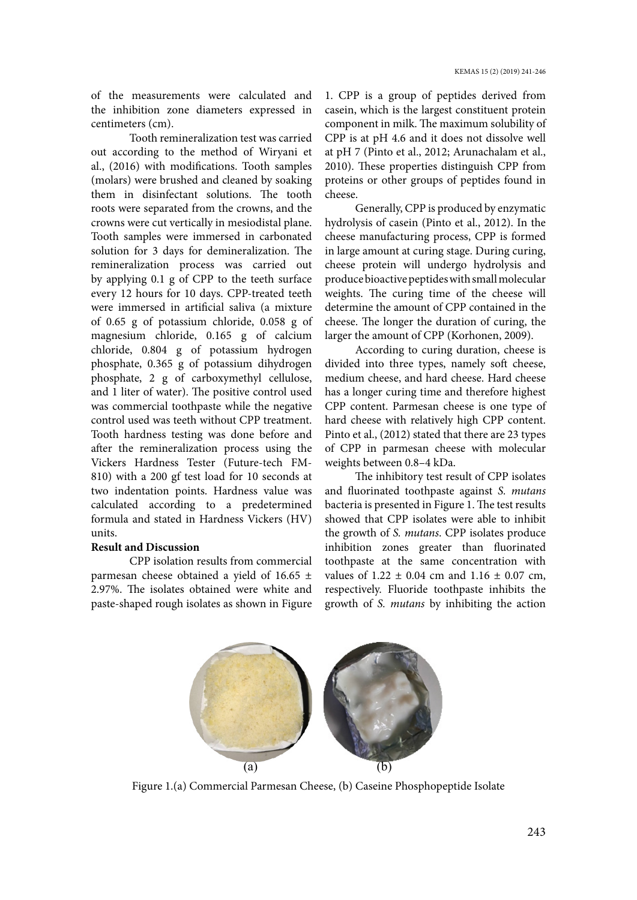of the measurements were calculated and the inhibition zone diameters expressed in centimeters (cm).

Tooth remineralization test was carried out according to the method of Wiryani et al., (2016) with modifications. Tooth samples (molars) were brushed and cleaned by soaking them in disinfectant solutions. The tooth roots were separated from the crowns, and the crowns were cut vertically in mesiodistal plane. Tooth samples were immersed in carbonated solution for 3 days for demineralization. The remineralization process was carried out by applying 0.1 g of CPP to the teeth surface every 12 hours for 10 days. CPP-treated teeth were immersed in artificial saliva (a mixture of 0.65 g of potassium chloride, 0.058 g of magnesium chloride, 0.165 g of calcium chloride, 0.804 g of potassium hydrogen phosphate, 0.365 g of potassium dihydrogen phosphate, 2 g of carboxymethyl cellulose, and 1 liter of water). The positive control used was commercial toothpaste while the negative control used was teeth without CPP treatment. Tooth hardness testing was done before and after the remineralization process using the Vickers Hardness Tester (Future-tech FM-810) with a 200 gf test load for 10 seconds at two indentation points. Hardness value was calculated according to a predetermined formula and stated in Hardness Vickers (HV) units.

## Result and Discussion

CPP isolation results from commercial parmesan cheese obtained a yield of 16.65 ± 2.97%. The isolates obtained were white and paste-shaped rough isolates as shown in Figure 1. CPP is a group of peptides derived from casein, which is the largest constituent protein component in milk. The maximum solubility of CPP is at pH 4.6 and it does not dissolve well at pH 7 (Pinto et al., 2012; Arunachalam et al., 2010). These properties distinguish CPP from proteins or other groups of peptides found in cheese.

Generally, CPP is produced by enzymatic hydrolysis of casein (Pinto et al., 2012). In the cheese manufacturing process, CPP is formed in large amount at curing stage. During curing, cheese protein will undergo hydrolysis and produce bioactive peptides with small molecular weights. The curing time of the cheese will determine the amount of CPP contained in the cheese. The longer the duration of curing, the larger the amount of CPP (Korhonen, 2009).

According to curing duration, cheese is divided into three types, namely soft cheese, medium cheese, and hard cheese. Hard cheese has a longer curing time and therefore highest CPP content. Parmesan cheese is one type of hard cheese with relatively high CPP content. Pinto et al., (2012) stated that there are 23 types of CPP in parmesan cheese with molecular weights between 0.8–4 kDa.

The inhibitory test result of CPP isolates and fluorinated toothpaste against *S. mutans* bacteria is presented in Figure 1. The test results showed that CPP isolates were able to inhibit the growth of *S. mutans*. CPP isolates produce inhibition zones greater than fluorinated toothpaste at the same concentration with values of 1.22 ± 0.04 cm and 1.16 ± 0.07 cm, respectively. Fluoride toothpaste inhibits the growth of *S. mutans* by inhibiting the action

(a) (b)

Figure 1.(a) Commercial Parmesan Cheese, (b) Caseine Phosphopeptide Isolate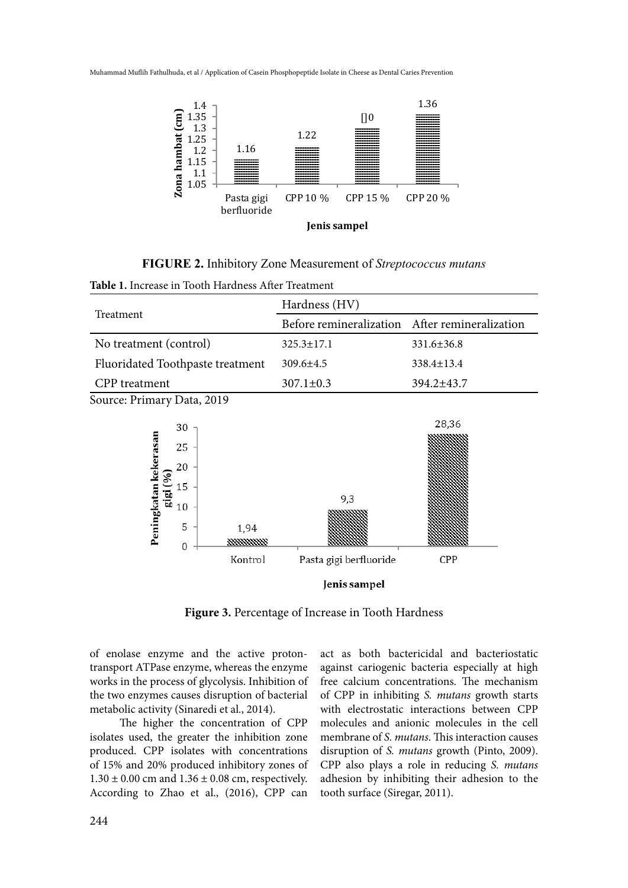**FIGURE 2.** Inhibitory Zone Measurement of *Streptococcus mutans*

**Table 1.** Increase in Tooth Hardness After Treatment

| Treatment | Hardness (HV) | |
|---|---|---|
| | Before remineralization | After remineralization |
| No treatment (control) | 325.3±17.1 | 331.6±36.8 |
| Fluoridated Toothpaste treatment | 309.6±4.5 | 338.4±13.4 |
| CPP treatment | 307.1±0.3 | 394.2±43.7 |

Source: Primary Data, 2019

**Figure 3.** Percentage of Increase in Tooth Hardness

of enolase enzyme and the active proton-transport ATPase enzyme, whereas the enzyme works in the process of glycolysis. Inhibition of the two enzymes causes disruption of bacterial metabolic activity (Sinaredi et al., 2014).

The higher the concentration of CPP isolates used, the greater the inhibition zone produced. CPP isolates with concentrations of 15% and 20% produced inhibitory zones of 1.30 ± 0.00 cm and 1.36 ± 0.08 cm, respectively. According to Zhao et al., (2016), CPP can act as both bactericidal and bacteriostatic against cariogenic bacteria especially at high free calcium concentrations. The mechanism of CPP in inhibiting *S. mutans* growth starts with electrostatic interactions between CPP molecules and anionic molecules in the cell membrane of *S. mutans*. This interaction causes disruption of *S. mutans* growth (Pinto, 2009). CPP also plays a role in reducing *S. mutans* adhesion by inhibiting their adhesion to the tooth surface (Siregar, 2011).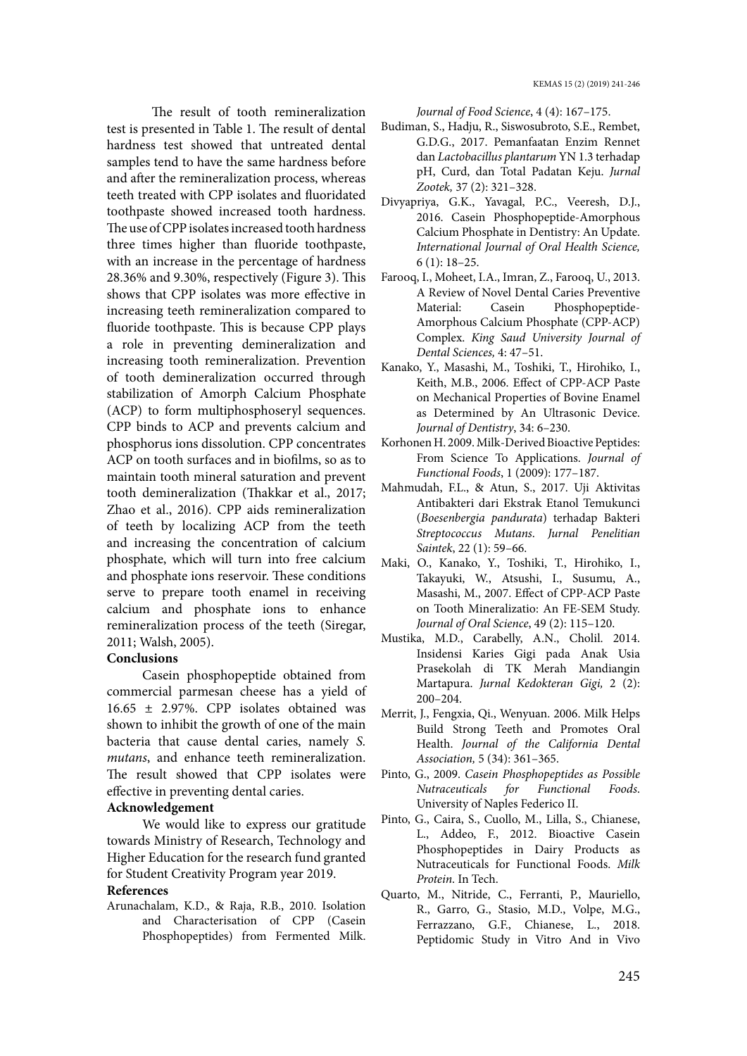The result of tooth remineralization test is presented in Table 1. The result of dental hardness test showed that untreated dental samples tend to have the same hardness before and after the remineralization process, whereas teeth treated with CPP isolates and fluoridated toothpaste showed increased tooth hardness. The use of CPP isolates increased tooth hardness three times higher than fluoride toothpaste, with an increase in the percentage of hardness 28.36% and 9.30%, respectively (Figure 3). This shows that CPP isolates was more effective in increasing teeth remineralization compared to fluoride toothpaste. This is because CPP plays a role in preventing demineralization and increasing tooth remineralization. Prevention of tooth demineralization occurred through stabilization of Amorph Calcium Phosphate (ACP) to form multiphosphoseryl sequences. CPP binds to ACP and prevents calcium and phosphorus ions dissolution. CPP concentrates ACP on tooth surfaces and in biofilms, so as to maintain tooth mineral saturation and prevent tooth demineralization (Thakkar et al., 2017; Zhao et al., 2016). CPP aids remineralization of teeth by localizing ACP from the teeth and increasing the concentration of calcium phosphate, which will turn into free calcium and phosphate ions reservoir. These conditions serve to prepare tooth enamel in receiving calcium and phosphate ions to enhance remineralization process of the teeth (Siregar, 2011; Walsh, 2005).

## Conclusions

Casein phosphopeptide obtained from commercial parmesan cheese has a yield of 16.65 ± 2.97%. CPP isolates obtained was shown to inhibit the growth of one of the main bacteria that cause dental caries, namely *S. mutans*, and enhance teeth remineralization. The result showed that CPP isolates were effective in preventing dental caries.

## Acknowledgement

We would like to express our gratitude towards Ministry of Research, Technology and Higher Education for the research fund granted for Student Creativity Program year 2019.

## References

Arunachalam, K.D., & Raja, R.B., 2010. Isolation and Characterisation of CPP (Casein Phosphopeptides) from Fermented Milk. *Journal of Food Science*, 4 (4): 167–175.

Budiman, S., Hadju, R., Siswosubroto, S.E., Rembet, G.D.G., 2017. Pemanfaatan Enzim Rennet dan *Lactobacillus plantarum* YN 1.3 terhadap pH, Curd, dan Total Padatan Keju. *Jurnal Zootek,* 37 (2): 321–328.

Divyapriya, G.K., Yavagal, P.C., Veeresh, D.J., 2016. Casein Phosphopeptide-Amorphous Calcium Phosphate in Dentistry: An Update. *International Journal of Oral Health Science,* 6 (1): 18–25.

Farooq, I., Moheet, I.A., Imran, Z., Farooq, U., 2013. A Review of Novel Dental Caries Preventive Material: Casein Phosphopeptide-Amorphous Calcium Phosphate (CPP-ACP) Complex. *King Saud University Journal of Dental Sciences,* 4: 47–51.

Kanako, Y., Masashi, M., Toshiki, T., Hirohiko, I., Keith, M.B., 2006. Effect of CPP-ACP Paste on Mechanical Properties of Bovine Enamel as Determined by An Ultrasonic Device. *Journal of Dentistry*, 34: 6–230.

Korhonen H. 2009. Milk-Derived Bioactive Peptides: From Science To Applications. *Journal of Functional Foods*, 1 (2009): 177–187.

Mahmudah, F.L., & Atun, S., 2017. Uji Aktivitas Antibakteri dari Ekstrak Etanol Temukunci (*Boesenbergia pandurata*) terhadap Bakteri *Streptococcus Mutans*. *Jurnal Penelitian Saintek*, 22 (1): 59–66.

Maki, O., Kanako, Y., Toshiki, T., Hirohiko, I., Takayuki, W., Atsushi, I., Susumu, A., Masashi, M., 2007. Effect of CPP-ACP Paste on Tooth Mineralizatio: An FE-SEM Study. *Journal of Oral Science*, 49 (2): 115–120.

Mustika, M.D., Carabelly, A.N., Cholil. 2014. Insidensi Karies Gigi pada Anak Usia Prasekolah di TK Merah Mandiangin Martapura. *Jurnal Kedokteran Gigi,* 2 (2): 200–204.

Merrit, J., Fengxia, Qi., Wenyuan. 2006. Milk Helps Build Strong Teeth and Promotes Oral Health. *Journal of the California Dental Association,* 5 (34): 361–365.

Pinto, G., 2009. *Casein Phosphopeptides as Possible Nutraceuticals for Functional Foods*. University of Naples Federico II.

Pinto, G., Caira, S., Cuollo, M., Lilla, S., Chianese, L., Addeo, F., 2012. Bioactive Casein Phosphopeptides in Dairy Products as Nutraceuticals for Functional Foods. *Milk Protein*. In Tech.

Quarto, M., Nitride, C., Ferranti, P., Mauriello, R., Garro, G., Stasio, M.D., Volpe, M.G., Ferrazzano, G.F., Chianese, L., 2018. Peptidomic Study in Vitro And in Vivo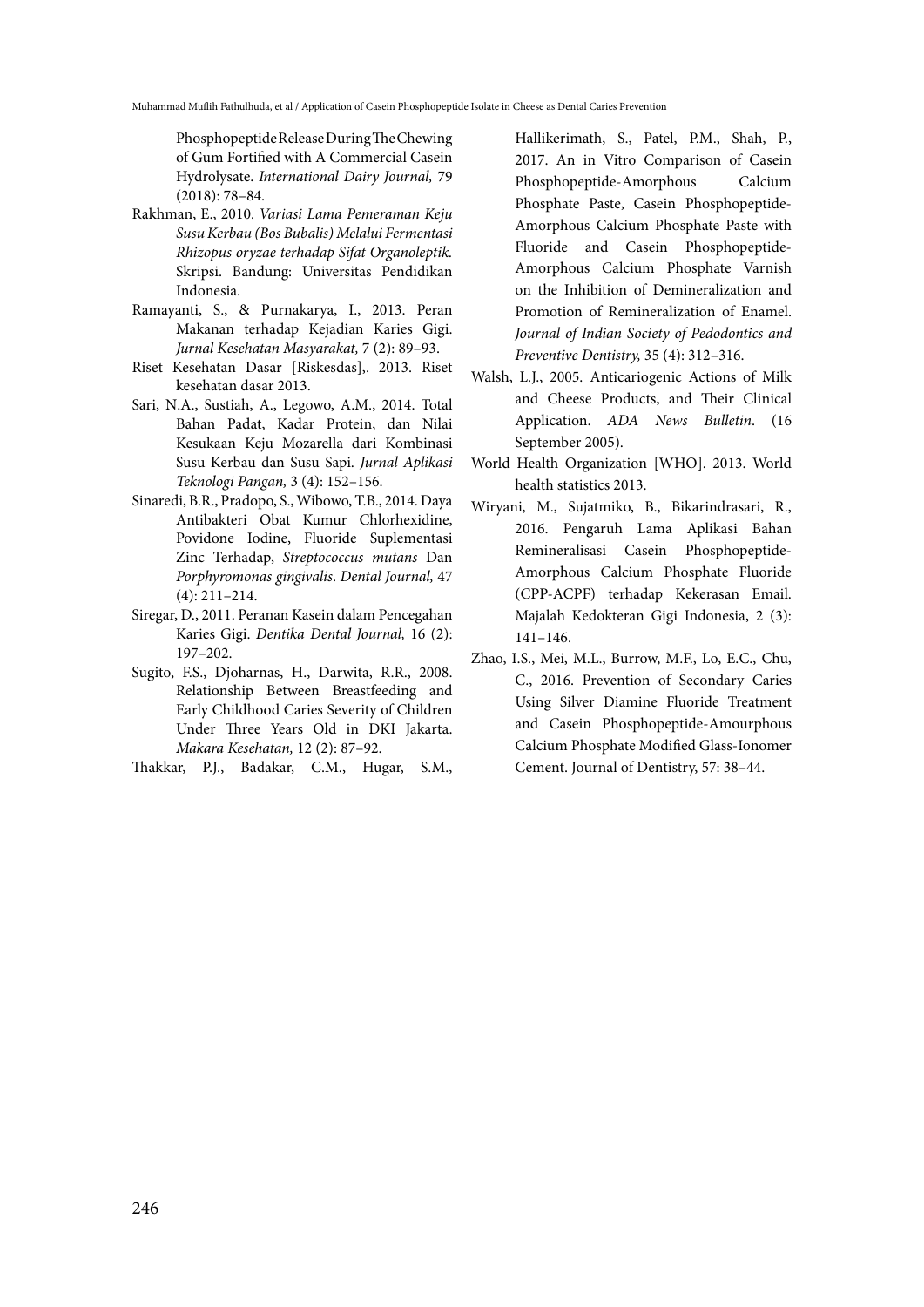Phosphopeptide Release During The Chewing of Gum Fortified with A Commercial Casein Hydrolysate. *International Dairy Journal,* 79 (2018): 78–84.

Rakhman, E., 2010. *Variasi Lama Pemeraman Keju Susu Kerbau (Bos Bubalis) Melalui Fermentasi Rhizopus oryzae terhadap Sifat Organoleptik.* Skripsi. Bandung: Universitas Pendidikan Indonesia.

Ramayanti, S., & Purnakarya, I., 2013. Peran Makanan terhadap Kejadian Karies Gigi. *Jurnal Kesehatan Masyarakat,* 7 (2): 89–93.

Riset Kesehatan Dasar [Riskesdas],. 2013. Riset kesehatan dasar 2013.

Sari, N.A., Sustiah, A., Legowo, A.M., 2014. Total Bahan Padat, Kadar Protein, dan Nilai Kesukaan Keju Mozarella dari Kombinasi Susu Kerbau dan Susu Sapi. *Jurnal Aplikasi Teknologi Pangan,* 3 (4): 152–156.

Sinaredi, B.R., Pradopo, S., Wibowo, T.B., 2014. Daya Antibakteri Obat Kumur Chlorhexidine, Povidone Iodine, Fluoride Suplementasi Zinc Terhadap, *Streptococcus mutans* Dan *Porphyromonas gingivalis*. *Dental Journal,* 47 (4): 211–214.

Siregar, D., 2011. Peranan Kasein dalam Pencegahan Karies Gigi. *Dentika Dental Journal,* 16 (2): 197–202.

Sugito, F.S., Djoharnas, H., Darwita, R.R., 2008. Relationship Between Breastfeeding and Early Childhood Caries Severity of Children Under Three Years Old in DKI Jakarta. *Makara Kesehatan,* 12 (2): 87–92.

Thakkar, P.J., Badakar, C.M., Hugar, S.M., Hallikerimath, S., Patel, P.M., Shah, P., 2017. An in Vitro Comparison of Casein Phosphopeptide-Amorphous Calcium Phosphate Paste, Casein Phosphopeptide-Amorphous Calcium Phosphate Paste with Fluoride and Casein Phosphopeptide-Amorphous Calcium Phosphate Varnish on the Inhibition of Demineralization and Promotion of Remineralization of Enamel. *Journal of Indian Society of Pedodontics and Preventive Dentistry,* 35 (4): 312–316.

Walsh, L.J., 2005. Anticariogenic Actions of Milk and Cheese Products, and Their Clinical Application. *ADA News Bulletin*. (16 September 2005).

World Health Organization [WHO]. 2013. World health statistics 2013.

Wiryani, M., Sujatmiko, B., Bikarindrasari, R., 2016. Pengaruh Lama Aplikasi Bahan Remineralisasi Casein Phosphopeptide-Amorphous Calcium Phosphate Fluoride (CPP-ACPF) terhadap Kekerasan Email. Majalah Kedokteran Gigi Indonesia, 2 (3): 141–146.

Zhao, I.S., Mei, M.L., Burrow, M.F., Lo, E.C., Chu, C., 2016. Prevention of Secondary Caries Using Silver Diamine Fluoride Treatment and Casein Phosphopeptide-Amourphous Calcium Phosphate Modified Glass-Ionomer Cement. Journal of Dentistry, 57: 38–44.